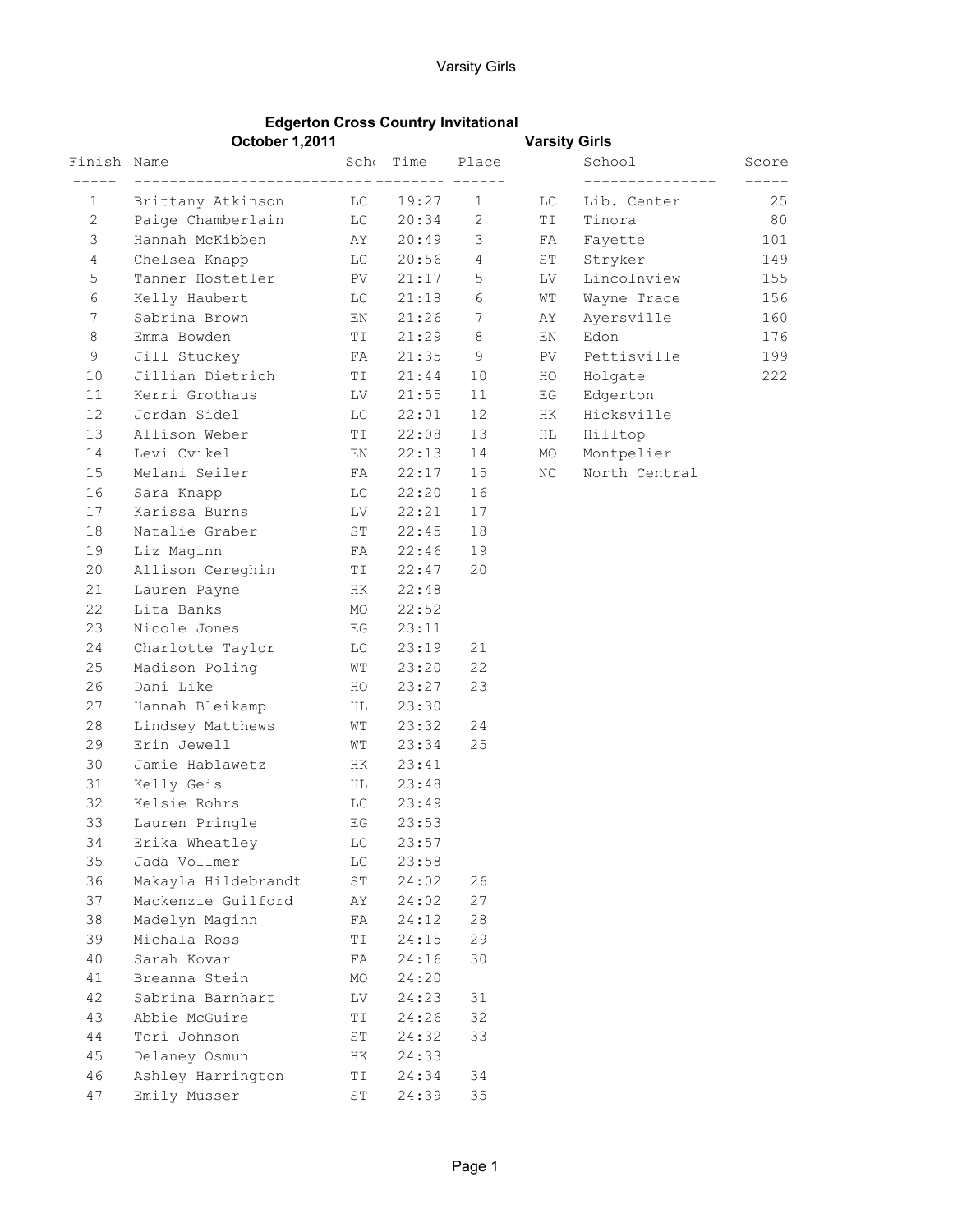# Edgerton Cross Country Invitational

**October 1,2011** **Varsity Girls**

| Finish | Name | School | Time | Place |
|---|---|---|---|---|
| 1 | Brittany Atkinson | LC | 19:27 | 1 |
| 2 | Paige Chamberlain | LC | 20:34 | 2 |
| 3 | Hannah McKibben | AY | 20:49 | 3 |
| 4 | Chelsea Knapp | LC | 20:56 | 4 |
| 5 | Tanner Hostetler | PV | 21:17 | 5 |
| 6 | Kelly Haubert | LC | 21:18 | 6 |
| 7 | Sabrina Brown | EN | 21:26 | 7 |
| 8 | Emma Bowden | TI | 21:29 | 8 |
| 9 | Jill Stuckey | FA | 21:35 | 9 |
| 10 | Jillian Dietrich | TI | 21:44 | 10 |
| 11 | Kerri Grothaus | LV | 21:55 | 11 |
| 12 | Jordan Sidel | LC | 22:01 | 12 |
| 13 | Allison Weber | TI | 22:08 | 13 |
| 14 | Levi Cvikel | EN | 22:13 | 14 |
| 15 | Melani Seiler | FA | 22:17 | 15 |
| 16 | Sara Knapp | LC | 22:20 | 16 |
| 17 | Karissa Burns | LV | 22:21 | 17 |
| 18 | Natalie Graber | ST | 22:45 | 18 |
| 19 | Liz Maginn | FA | 22:46 | 19 |
| 20 | Allison Cereghin | TI | 22:47 | 20 |
| 21 | Lauren Payne | HK | 22:48 | |
| 22 | Lita Banks | MO | 22:52 | |
| 23 | Nicole Jones | EG | 23:11 | |
| 24 | Charlotte Taylor | LC | 23:19 | 21 |
| 25 | Madison Poling | WT | 23:20 | 22 |
| 26 | Dani Like | HO | 23:27 | 23 |
| 27 | Hannah Bleikamp | HL | 23:30 | |
| 28 | Lindsey Matthews | WT | 23:32 | 24 |
| 29 | Erin Jewell | WT | 23:34 | 25 |
| 30 | Jamie Hablawetz | HK | 23:41 | |
| 31 | Kelly Geis | HL | 23:48 | |
| 32 | Kelsie Rohrs | LC | 23:49 | |
| 33 | Lauren Pringle | EG | 23:53 | |
| 34 | Erika Wheatley | LC | 23:57 | |
| 35 | Jada Vollmer | LC | 23:58 | |
| 36 | Makayla Hildebrandt | ST | 24:02 | 26 |
| 37 | Mackenzie Guilford | AY | 24:02 | 27 |
| 38 | Madelyn Maginn | FA | 24:12 | 28 |
| 39 | Michala Ross | TI | 24:15 | 29 |
| 40 | Sarah Kovar | FA | 24:16 | 30 |
| 41 | Breanna Stein | MO | 24:20 | |
| 42 | Sabrina Barnhart | LV | 24:23 | 31 |
| 43 | Abbie McGuire | TI | 24:26 | 32 |
| 44 | Tori Johnson | ST | 24:32 | 33 |
| 45 | Delaney Osmun | HK | 24:33 | |
| 46 | Ashley Harrington | TI | 24:34 | 34 |
| 47 | Emily Musser | ST | 24:39 | 35 |

| | School | Score |
|---|---|---|
| LC | Lib. Center | 25 |
| TI | Tinora | 80 |
| FA | Fayette | 101 |
| ST | Stryker | 149 |
| LV | Lincolnview | 155 |
| WT | Wayne Trace | 156 |
| AY | Ayersville | 160 |
| EN | Edon | 176 |
| PV | Pettisville | 199 |
| HO | Holgate | 222 |
| EG | Edgerton | |
| HK | Hicksville | |
| HL | Hilltop | |
| MO | Montpelier | |
| NC | North Central | |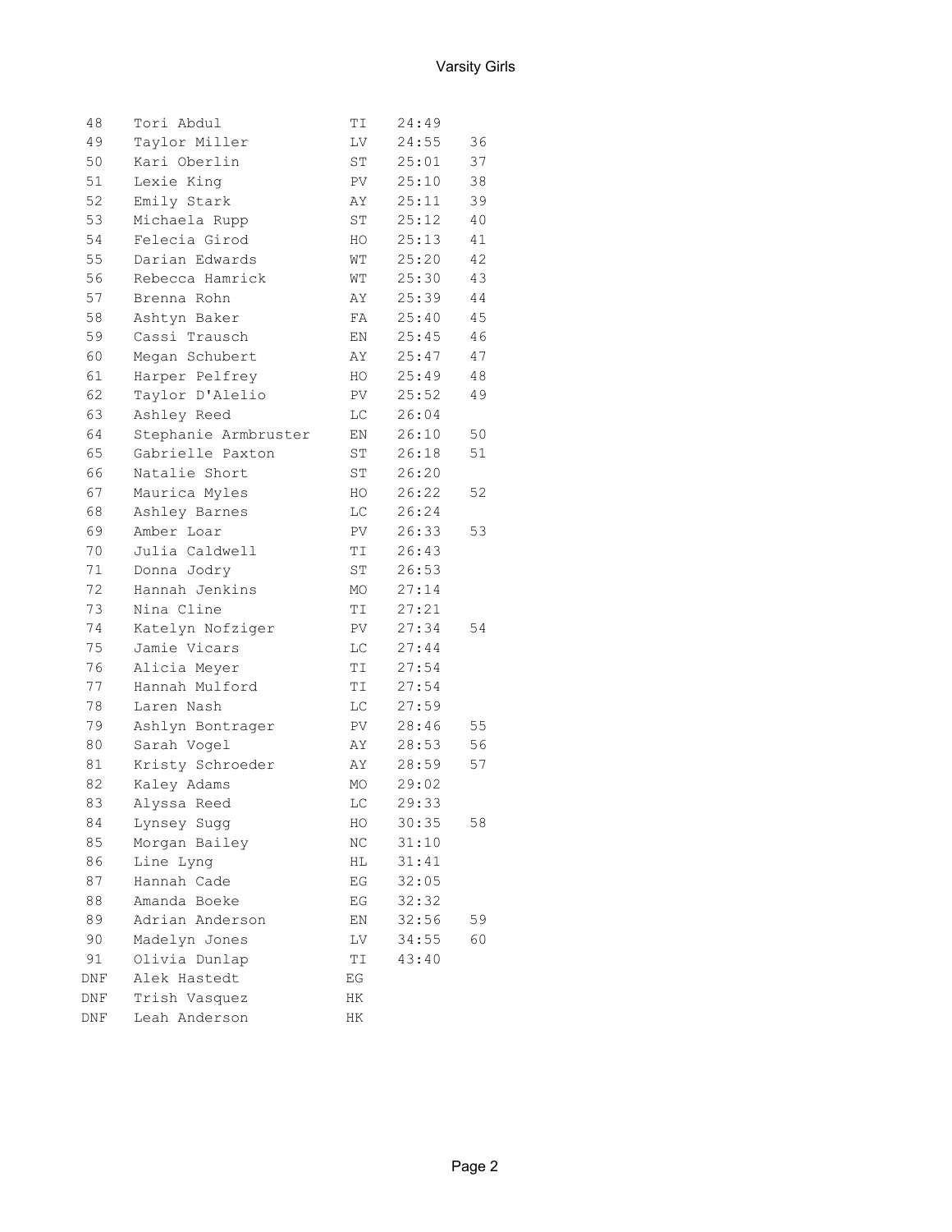## Varsity Girls

| | | | | |
|---|---|---|---|---|
| 48 | Tori Abdul | TI | 24:49 | |
| 49 | Taylor Miller | LV | 24:55 | 36 |
| 50 | Kari Oberlin | ST | 25:01 | 37 |
| 51 | Lexie King | PV | 25:10 | 38 |
| 52 | Emily Stark | AY | 25:11 | 39 |
| 53 | Michaela Rupp | ST | 25:12 | 40 |
| 54 | Felecia Girod | HO | 25:13 | 41 |
| 55 | Darian Edwards | WT | 25:20 | 42 |
| 56 | Rebecca Hamrick | WT | 25:30 | 43 |
| 57 | Brenna Rohn | AY | 25:39 | 44 |
| 58 | Ashtyn Baker | FA | 25:40 | 45 |
| 59 | Cassi Trausch | EN | 25:45 | 46 |
| 60 | Megan Schubert | AY | 25:47 | 47 |
| 61 | Harper Pelfrey | HO | 25:49 | 48 |
| 62 | Taylor D'Alelio | PV | 25:52 | 49 |
| 63 | Ashley Reed | LC | 26:04 | |
| 64 | Stephanie Armbruster | EN | 26:10 | 50 |
| 65 | Gabrielle Paxton | ST | 26:18 | 51 |
| 66 | Natalie Short | ST | 26:20 | |
| 67 | Maurica Myles | HO | 26:22 | 52 |
| 68 | Ashley Barnes | LC | 26:24 | |
| 69 | Amber Loar | PV | 26:33 | 53 |
| 70 | Julia Caldwell | TI | 26:43 | |
| 71 | Donna Jodry | ST | 26:53 | |
| 72 | Hannah Jenkins | MO | 27:14 | |
| 73 | Nina Cline | TI | 27:21 | |
| 74 | Katelyn Nofziger | PV | 27:34 | 54 |
| 75 | Jamie Vicars | LC | 27:44 | |
| 76 | Alicia Meyer | TI | 27:54 | |
| 77 | Hannah Mulford | TI | 27:54 | |
| 78 | Laren Nash | LC | 27:59 | |
| 79 | Ashlyn Bontrager | PV | 28:46 | 55 |
| 80 | Sarah Vogel | AY | 28:53 | 56 |
| 81 | Kristy Schroeder | AY | 28:59 | 57 |
| 82 | Kaley Adams | MO | 29:02 | |
| 83 | Alyssa Reed | LC | 29:33 | |
| 84 | Lynsey Sugg | HO | 30:35 | 58 |
| 85 | Morgan Bailey | NC | 31:10 | |
| 86 | Line Lyng | HL | 31:41 | |
| 87 | Hannah Cade | EG | 32:05 | |
| 88 | Amanda Boeke | EG | 32:32 | |
| 89 | Adrian Anderson | EN | 32:56 | 59 |
| 90 | Madelyn Jones | LV | 34:55 | 60 |
| 91 | Olivia Dunlap | TI | 43:40 | |
| DNF | Alek Hastedt | EG | | |
| DNF | Trish Vasquez | HK | | |
| DNF | Leah Anderson | HK | | |